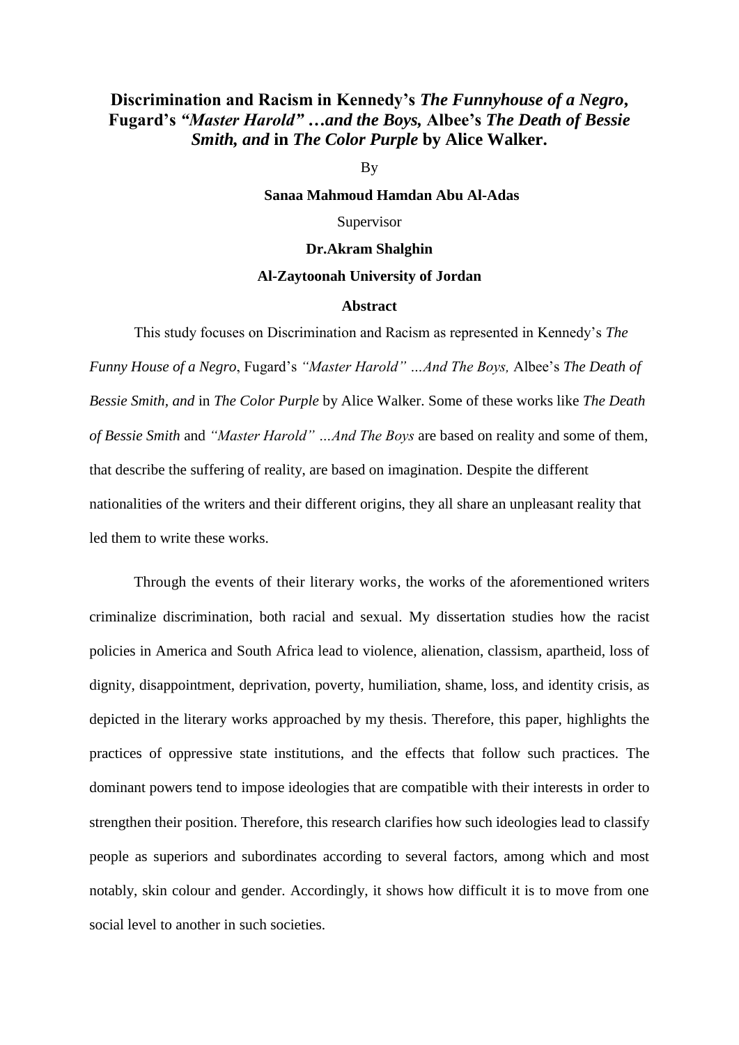# Discrimination and Racism in Kennedy's *The Funnyhouse of a Negro*, Fugard's *"Master Harold" …and the Boys,* Albee's *The Death of Bessie Smith, and* in *The Color Purple* by Alice Walker.

By

**Sanaa Mahmoud Hamdan Abu Al-Adas**

Supervisor

**Dr.Akram Shalghin**

**Al-Zaytoonah University of Jordan**

## Abstract

This study focuses on Discrimination and Racism as represented in Kennedy's *The Funny House of a Negro*, Fugard's *"Master Harold" …And The Boys,* Albee's *The Death of Bessie Smith, and* in *The Color Purple* by Alice Walker. Some of these works like *The Death of Bessie Smith* and *"Master Harold" …And The Boys* are based on reality and some of them, that describe the suffering of reality, are based on imagination. Despite the different nationalities of the writers and their different origins, they all share an unpleasant reality that led them to write these works.

Through the events of their literary works, the works of the aforementioned writers criminalize discrimination, both racial and sexual. My dissertation studies how the racist policies in America and South Africa lead to violence, alienation, classism, apartheid, loss of dignity, disappointment, deprivation, poverty, humiliation, shame, loss, and identity crisis, as depicted in the literary works approached by my thesis. Therefore, this paper, highlights the practices of oppressive state institutions, and the effects that follow such practices. The dominant powers tend to impose ideologies that are compatible with their interests in order to strengthen their position. Therefore, this research clarifies how such ideologies lead to classify people as superiors and subordinates according to several factors, among which and most notably, skin colour and gender. Accordingly, it shows how difficult it is to move from one social level to another in such societies.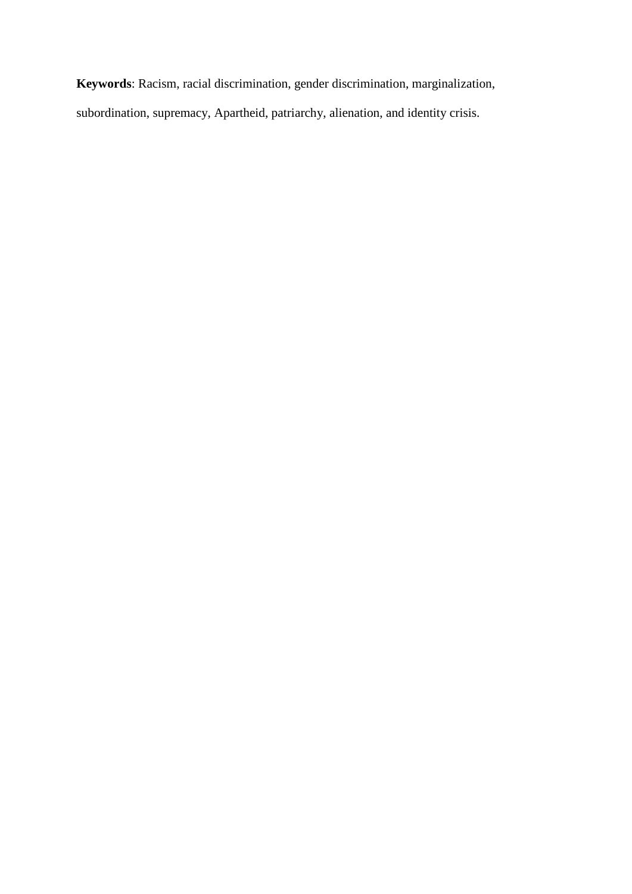**Keywords**: Racism, racial discrimination, gender discrimination, marginalization, subordination, supremacy, Apartheid, patriarchy, alienation, and identity crisis.